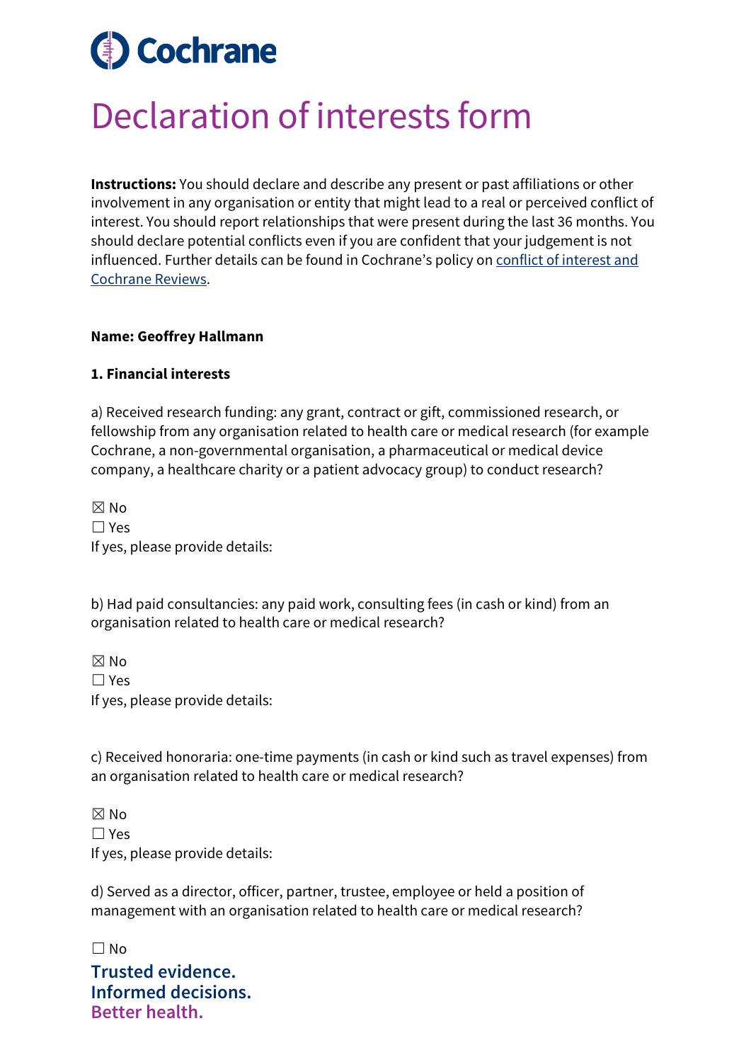Cochrane

# Declaration of interests form

**Instructions:** You should declare and describe any present or past affiliations or other involvement in any organisation or entity that might lead to a real or perceived conflict of interest. You should report relationships that were present during the last 36 months. You should declare potential conflicts even if you are confident that your judgement is not influenced. Further details can be found in Cochrane's policy on conflict of interest and Cochrane Reviews.

**Name: Geoffrey Hallmann**

**1. Financial interests**

a) Received research funding: any grant, contract or gift, commissioned research, or fellowship from any organisation related to health care or medical research (for example Cochrane, a non-governmental organisation, a pharmaceutical or medical device company, a healthcare charity or a patient advocacy group) to conduct research?

☒ No
☐ Yes
If yes, please provide details:

b) Had paid consultancies: any paid work, consulting fees (in cash or kind) from an organisation related to health care or medical research?

☒ No
☐ Yes
If yes, please provide details:

c) Received honoraria: one-time payments (in cash or kind such as travel expenses) from an organisation related to health care or medical research?

☒ No
☐ Yes
If yes, please provide details:

d) Served as a director, officer, partner, trustee, employee or held a position of management with an organisation related to health care or medical research?

☐ No

Trusted evidence.
Informed decisions.
Better health.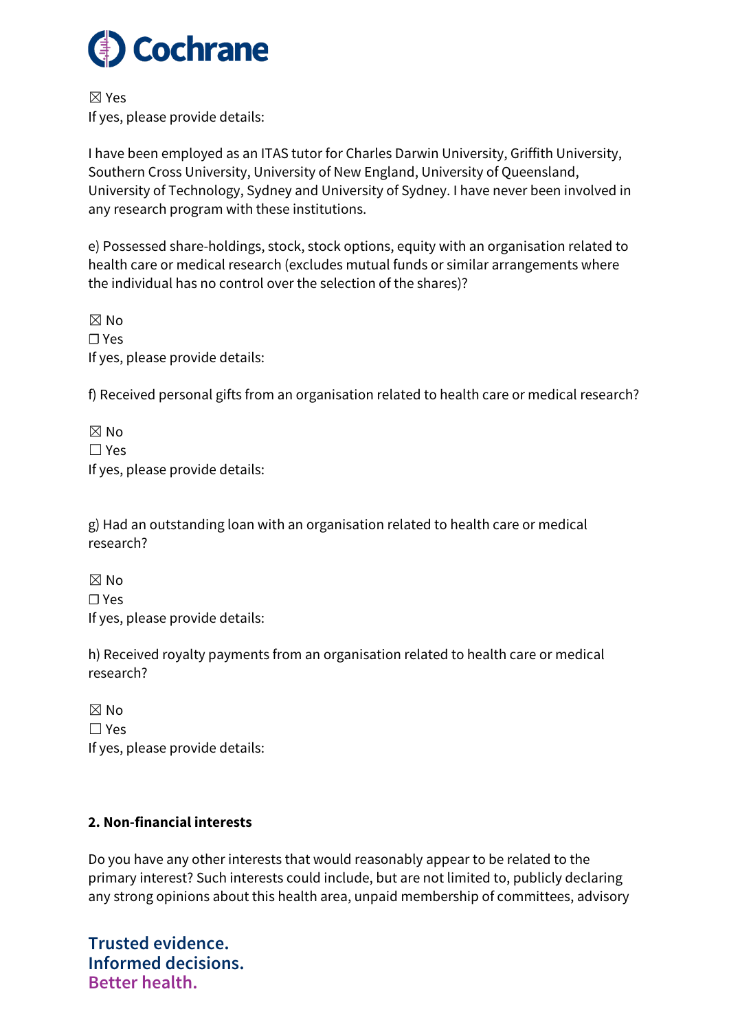☒ Yes
If yes, please provide details:

I have been employed as an ITAS tutor for Charles Darwin University, Griffith University, Southern Cross University, University of New England, University of Queensland, University of Technology, Sydney and University of Sydney. I have never been involved in any research program with these institutions.

e) Possessed share-holdings, stock, stock options, equity with an organisation related to health care or medical research (excludes mutual funds or similar arrangements where the individual has no control over the selection of the shares)?

☒ No
☐ Yes
If yes, please provide details:

f) Received personal gifts from an organisation related to health care or medical research?

☒ No
☐ Yes
If yes, please provide details:

g) Had an outstanding loan with an organisation related to health care or medical research?

☒ No
☐ Yes
If yes, please provide details:

h) Received royalty payments from an organisation related to health care or medical research?

☒ No
☐ Yes
If yes, please provide details:

**2. Non-financial interests**

Do you have any other interests that would reasonably appear to be related to the primary interest? Such interests could include, but are not limited to, publicly declaring any strong opinions about this health area, unpaid membership of committees, advisory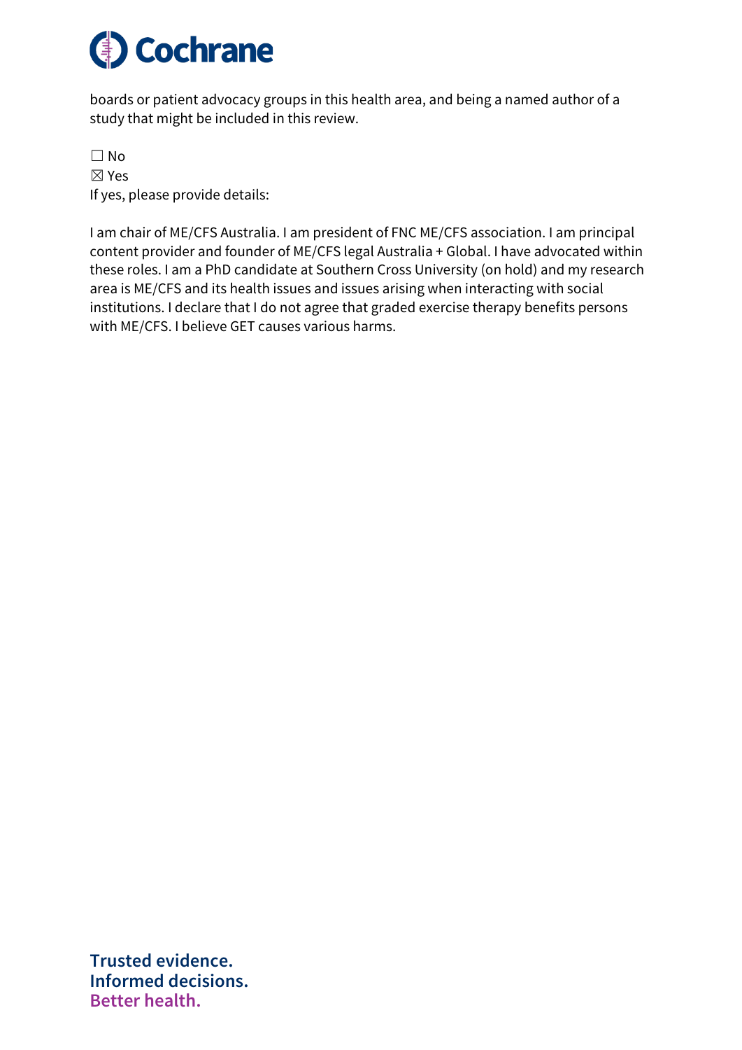boards or patient advocacy groups in this health area, and being a named author of a study that might be included in this review.

☐ No
☒ Yes
If yes, please provide details:

I am chair of ME/CFS Australia. I am president of FNC ME/CFS association. I am principal content provider and founder of ME/CFS legal Australia + Global. I have advocated within these roles. I am a PhD candidate at Southern Cross University (on hold) and my research area is ME/CFS and its health issues and issues arising when interacting with social institutions. I declare that I do not agree that graded exercise therapy benefits persons with ME/CFS. I believe GET causes various harms.